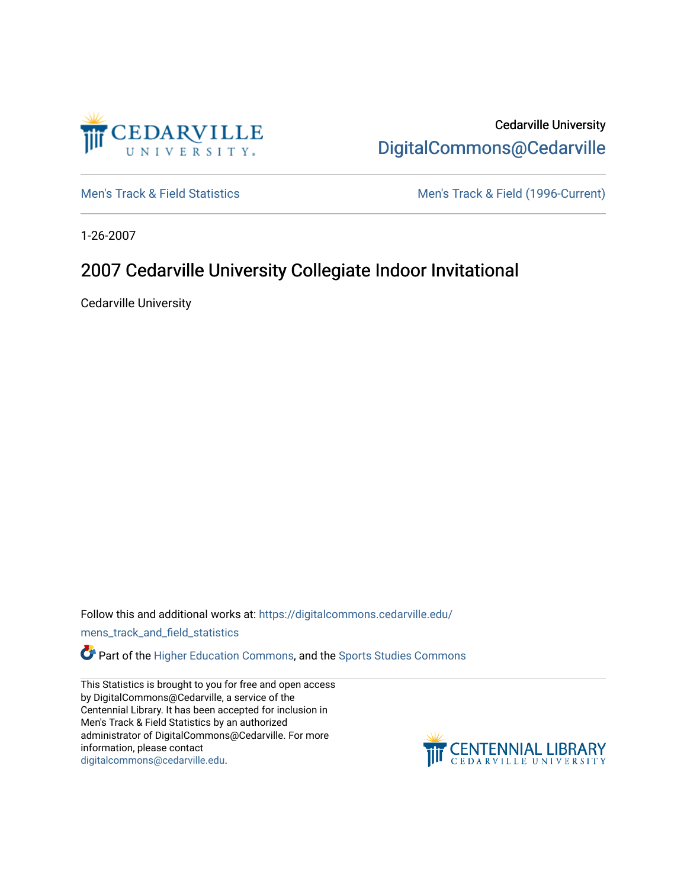Cedarville University

DigitalCommons@Cedarville

Men's Track & Field Statistics

Men's Track & Field (1996-Current)

1-26-2007

# 2007 Cedarville University Collegiate Indoor Invitational

Cedarville University

Follow this and additional works at: https://digitalcommons.cedarville.edu/mens_track_and_field_statistics

Part of the Higher Education Commons, and the Sports Studies Commons

This Statistics is brought to you for free and open access by DigitalCommons@Cedarville, a service of the Centennial Library. It has been accepted for inclusion in Men's Track & Field Statistics by an authorized administrator of DigitalCommons@Cedarville. For more information, please contact digitalcommons@cedarville.edu.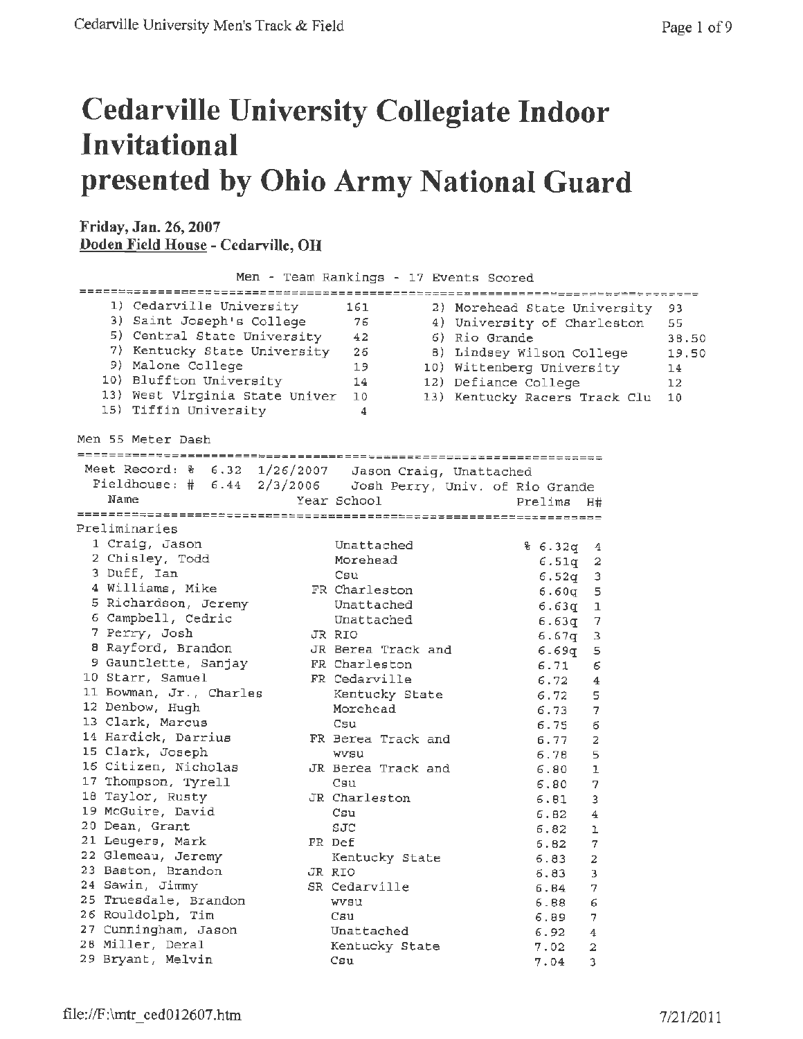# Cedarville University Collegiate Indoor Invitational
# presented by Ohio Army National Guard

**Friday, Jan. 26, 2007**
**Doden Field House - Cedarville, OH**

## Men - Team Rankings - 17 Events Scored

| Rank | Team | Points |
|---|---|---|
| 1) | Cedarville University | 161 |
| 2) | Morehead State University | 93 |
| 3) | Saint Joseph's College | 76 |
| 4) | University of Charleston | 55 |
| 5) | Central State University | 42 |
| 6) | Rio Grande | 38.50 |
| 7) | Kentucky State University | 26 |
| 8) | Lindsey Wilson College | 19.50 |
| 9) | Malone College | 19 |
| 10) | Wittenberg University | 14 |
| 10) | Bluffton University | 14 |
| 12) | Defiance College | 12 |
| 13) | West Virginia State Univer | 10 |
| 13) | Kentucky Racers Track Clu | 10 |
| 15) | Tiffin University | 4 |

## Men 55 Meter Dash

Meet Record: % 6.32 1/26/2007 Jason Craig, Unattached
Fieldhouse: # 6.44 2/3/2006 Josh Perry, Univ. of Rio Grande

### Preliminaries

| Place | Name | Year | School | Prelims | H# |
|---|---|---|---|---|---|
| 1 | Craig, Jason | | Unattached | % 6.32q | 4 |
| 2 | Chisley, Todd | | Morehead | 6.51q | 2 |
| 3 | Duff, Ian | | Csu | 6.52q | 3 |
| 4 | Williams, Mike | FR | Charleston | 6.60q | 5 |
| 5 | Richardson, Jeremy | | Unattached | 6.63q | 1 |
| 6 | Campbell, Cedric | | Unattached | 6.63q | 7 |
| 7 | Perry, Josh | JR | RIO | 6.67q | 3 |
| 8 | Rayford, Brandon | JR | Berea Track and | 6.69q | 5 |
| 9 | Gauntlette, Sanjay | FR | Charleston | 6.71 | 6 |
| 10 | Starr, Samuel | FR | Cedarville | 6.72 | 4 |
| 11 | Bowman, Jr., Charles | | Kentucky State | 6.72 | 5 |
| 12 | Denbow, Hugh | | Morehead | 6.73 | 7 |
| 13 | Clark, Marcus | | Csu | 6.75 | 6 |
| 14 | Hardick, Darrius | FR | Berea Track and | 6.77 | 2 |
| 15 | Clark, Joseph | | WVSU | 6.78 | 5 |
| 16 | Citizen, Nicholas | JR | Berea Track and | 6.80 | 1 |
| 17 | Thompson, Tyrell | | Csu | 6.80 | 7 |
| 18 | Taylor, Rusty | JR | Charleston | 6.81 | 3 |
| 19 | McGuire, David | | Csu | 6.82 | 4 |
| 20 | Dean, Grant | | SJC | 6.82 | 1 |
| 21 | Leugers, Mark | FR | Def | 6.82 | 7 |
| 22 | Glemeau, Jeremy | | Kentucky State | 6.83 | 2 |
| 23 | Baston, Brandon | JR | RIO | 6.83 | 3 |
| 24 | Sawin, Jimmy | SR | Cedarville | 6.84 | 7 |
| 25 | Truesdale, Brandon | | WVSU | 6.88 | 6 |
| 26 | Rouldolph, Tim | | Csu | 6.89 | 7 |
| 27 | Cunningham, Jason | | Unattached | 6.92 | 4 |
| 28 | Miller, Deral | | Kentucky State | 7.02 | 2 |
| 29 | Bryant, Melvin | | Csu | 7.04 | 3 |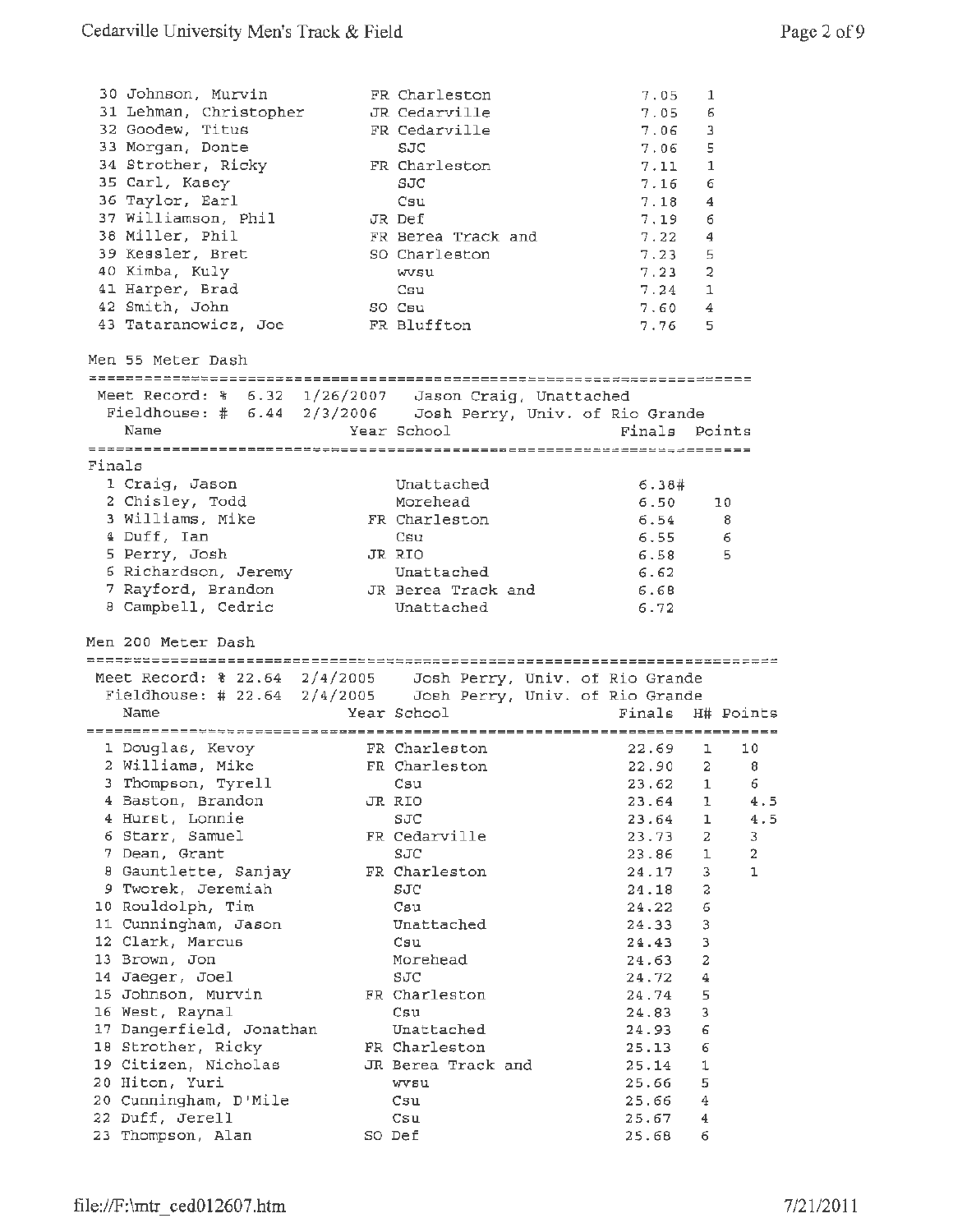| Place | Name | Year | School | Finals | H# |
|---|---|---|---|---|---|
| 30 | Johnson, Murvin | FR | Charleston | 7.05 | 1 |
| 31 | Lehman, Christopher | JR | Cedarville | 7.05 | 6 |
| 32 | Goodew, Titus | FR | Cedarville | 7.06 | 3 |
| 33 | Morgan, Donte | | SJC | 7.06 | 5 |
| 34 | Strother, Ricky | FR | Charleston | 7.11 | 1 |
| 35 | Carl, Kasey | | SJC | 7.16 | 6 |
| 36 | Taylor, Earl | | Csu | 7.18 | 4 |
| 37 | Williamson, Phil | JR | Def | 7.19 | 6 |
| 38 | Miller, Phil | FR | Berea Track and | 7.22 | 4 |
| 39 | Kessler, Bret | SO | Charleston | 7.23 | 5 |
| 40 | Kimba, Kuly | | wvsu | 7.23 | 2 |
| 41 | Harper, Brad | | Csu | 7.24 | 1 |
| 42 | Smith, John | SO | Csu | 7.60 | 4 |
| 43 | Tataranowicz, Joe | FR | Bluffton | 7.76 | 5 |

## Men 55 Meter Dash

Meet Record: % 6.32 1/26/2007 Jason Craig, Unattached
Fieldhouse: # 6.44 2/3/2006 Josh Perry, Univ. of Rio Grande

**Finals**

| Place | Name | Year | School | Finals | Points |
|---|---|---|---|---|---|
| 1 | Craig, Jason | | Unattached | 6.38# | |
| 2 | Chisley, Todd | | Morehead | 6.50 | 10 |
| 3 | Williams, Mike | FR | Charleston | 6.54 | 8 |
| 4 | Duff, Ian | | Csu | 6.55 | 6 |
| 5 | Perry, Josh | JR | RIO | 6.58 | 5 |
| 6 | Richardson, Jeremy | | Unattached | 6.62 | |
| 7 | Rayford, Brandon | JR | Berea Track and | 6.68 | |
| 8 | Campbell, Cedric | | Unattached | 6.72 | |

## Men 200 Meter Dash

Meet Record: % 22.64 2/4/2005 Josh Perry, Univ. of Rio Grande
Fieldhouse: # 22.64 2/4/2005 Josh Perry, Univ. of Rio Grande

| Place | Name | Year | School | Finals | H# | Points |
|---|---|---|---|---|---|---|
| 1 | Douglas, Kevoy | FR | Charleston | 22.69 | 1 | 10 |
| 2 | Williams, Mike | FR | Charleston | 22.90 | 2 | 8 |
| 3 | Thompson, Tyrell | | Csu | 23.62 | 1 | 6 |
| 4 | Baston, Brandon | JR | RIO | 23.64 | 1 | 4.5 |
| 4 | Hurst, Lonnie | | SJC | 23.64 | 1 | 4.5 |
| 6 | Starr, Samuel | FR | Cedarville | 23.73 | 2 | 3 |
| 7 | Dean, Grant | | SJC | 23.86 | 1 | 2 |
| 8 | Gauntlette, Sanjay | FR | Charleston | 24.17 | 3 | 1 |
| 9 | Tworek, Jeremiah | | SJC | 24.18 | 2 | |
| 10 | Rouldolph, Tim | | Csu | 24.22 | 6 | |
| 11 | Cunningham, Jason | | Unattached | 24.33 | 3 | |
| 12 | Clark, Marcus | | Csu | 24.43 | 3 | |
| 13 | Brown, Jon | | Morehead | 24.63 | 2 | |
| 14 | Jaeger, Joel | | SJC | 24.72 | 4 | |
| 15 | Johnson, Murvin | FR | Charleston | 24.74 | 5 | |
| 16 | West, Raynal | | Csu | 24.83 | 3 | |
| 17 | Dangerfield, Jonathan | | Unattached | 24.93 | 6 | |
| 18 | Strother, Ricky | FR | Charleston | 25.13 | 6 | |
| 19 | Citizen, Nicholas | JR | Berea Track and | 25.14 | 1 | |
| 20 | Hiton, Yuri | | wvsu | 25.66 | 5 | |
| 20 | Cunningham, D'Mile | | Csu | 25.66 | 4 | |
| 22 | Duff, Jerell | | Csu | 25.67 | 4 | |
| 23 | Thompson, Alan | SO | Def | 25.68 | 6 | |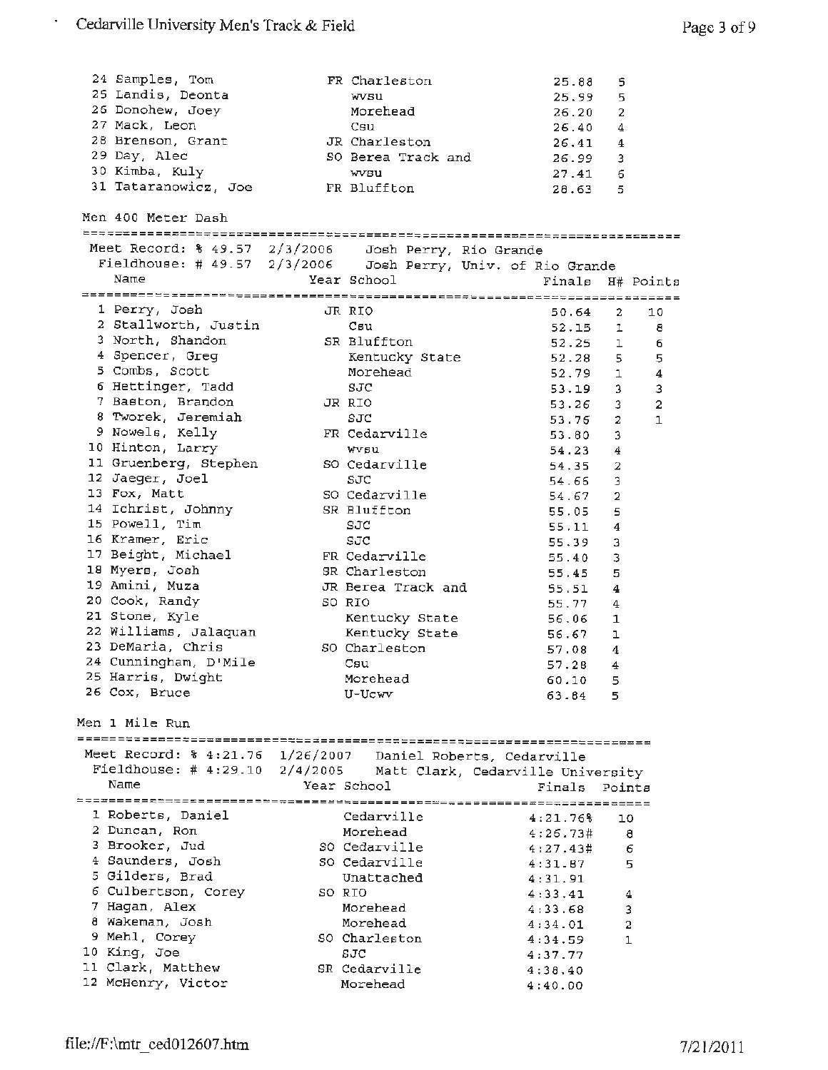| | Name | Year | School | Finals | H# | Points |
|---|---|---|---|---|---|---|
| 24 | Samples, Tom | FR | Charleston | 25.88 | 5 | |
| 25 | Landis, Deonta | | WVSU | 25.99 | 5 | |
| 26 | Donohew, Joey | | Morehead | 26.20 | 2 | |
| 27 | Mack, Leon | | Csu | 26.40 | 4 | |
| 28 | Brenson, Grant | JR | Charleston | 26.41 | 4 | |
| 29 | Day, Alec | SO | Berea Track and | 26.99 | 3 | |
| 30 | Kimba, Kuly | | WVSU | 27.41 | 6 | |
| 31 | Tataranowicz, Joe | FR | Bluffton | 28.63 | 5 | |

## Men 400 Meter Dash

Meet Record: % 49.57 2/3/2006 Josh Perry, Rio Grande
Fieldhouse: # 49.57 2/3/2006 Josh Perry, Univ. of Rio Grande

| | Name | Year | School | Finals | H# | Points |
|---|---|---|---|---|---|---|
| 1 | Perry, Josh | JR | RIO | 50.64 | 2 | 10 |
| 2 | Stallworth, Justin | | Csu | 52.15 | 1 | 8 |
| 3 | North, Shandon | SR | Bluffton | 52.25 | 1 | 6 |
| 4 | Spencer, Greg | | Kentucky State | 52.28 | 5 | 5 |
| 5 | Combs, Scott | | Morehead | 52.79 | 1 | 4 |
| 6 | Hettinger, Tadd | | SJC | 53.19 | 3 | 3 |
| 7 | Baston, Brandon | JR | RIO | 53.26 | 3 | 2 |
| 8 | Tworek, Jeremiah | | SJC | 53.76 | 2 | 1 |
| 9 | Nowels, Kelly | FR | Cedarville | 53.80 | 3 | |
| 10 | Hinton, Larry | | WVSU | 54.23 | 4 | |
| 11 | Gruenberg, Stephen | SO | Cedarville | 54.35 | 2 | |
| 12 | Jaeger, Joel | | SJC | 54.66 | 3 | |
| 13 | Fox, Matt | SO | Cedarville | 54.67 | 2 | |
| 14 | Ichrist, Johnny | SR | Bluffton | 55.05 | 5 | |
| 15 | Powell, Tim | | SJC | 55.11 | 4 | |
| 16 | Kramer, Eric | | SJC | 55.39 | 3 | |
| 17 | Beight, Michael | FR | Cedarville | 55.40 | 3 | |
| 18 | Myers, Josh | SR | Charleston | 55.45 | 5 | |
| 19 | Amini, Muza | JR | Berea Track and | 55.51 | 4 | |
| 20 | Cook, Randy | SO | RIO | 55.77 | 4 | |
| 21 | Stone, Kyle | | Kentucky State | 56.06 | 1 | |
| 22 | Williams, Jalaquan | | Kentucky State | 56.67 | 1 | |
| 23 | DeMaria, Chris | SO | Charleston | 57.08 | 4 | |
| 24 | Cunningham, D'Mile | | Csu | 57.28 | 4 | |
| 25 | Harris, Dwight | | Morehead | 60.10 | 5 | |
| 26 | Cox, Bruce | | U-Ucwv | 63.84 | 5 | |

## Men 1 Mile Run

Meet Record: % 4:21.76 1/26/2007 Daniel Roberts, Cedarville
Fieldhouse: # 4:29.10 2/4/2005 Matt Clark, Cedarville University

| | Name | Year | School | Finals | Points |
|---|---|---|---|---|---|
| 1 | Roberts, Daniel | | Cedarville | 4:21.76% | 10 |
| 2 | Duncan, Ron | | Morehead | 4:26.73# | 8 |
| 3 | Brooker, Jud | SO | Cedarville | 4:27.43# | 6 |
| 4 | Saunders, Josh | SO | Cedarville | 4:31.87 | 5 |
| 5 | Gilders, Brad | | Unattached | 4:31.91 | |
| 6 | Culbertson, Corey | SO | RIO | 4:33.41 | 4 |
| 7 | Hagan, Alex | | Morehead | 4:33.68 | 3 |
| 8 | Wakeman, Josh | | Morehead | 4:34.01 | 2 |
| 9 | Mehl, Corey | SO | Charleston | 4:34.59 | 1 |
| 10 | King, Joe | | SJC | 4:37.77 | |
| 11 | Clark, Matthew | SR | Cedarville | 4:38.40 | |
| 12 | McHenry, Victor | | Morehead | 4:40.00 | |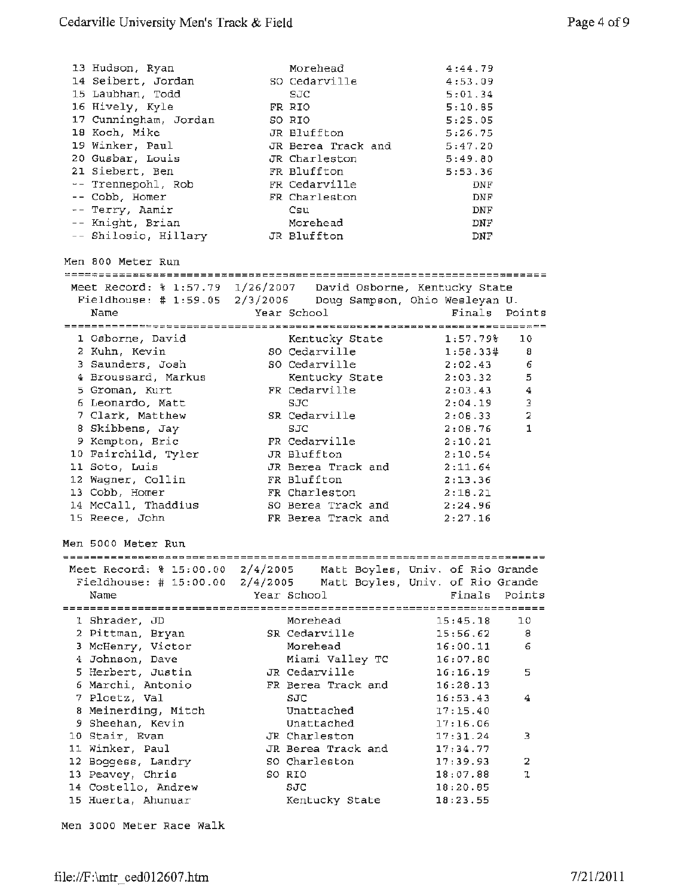| | Name | Year | School | Finals |
|---|---|---|---|---|
| 13 | Hudson, Ryan | | Morehead | 4:44.79 |
| 14 | Seibert, Jordan | SO | Cedarville | 4:53.09 |
| 15 | Laubhan, Todd | | SJC | 5:01.34 |
| 16 | Hively, Kyle | FR | RIO | 5:10.85 |
| 17 | Cunningham, Jordan | SO | RIO | 5:25.05 |
| 18 | Koch, Mike | JR | Bluffton | 5:26.75 |
| 19 | Winker, Paul | JR | Berea Track and | 5:47.20 |
| 20 | Gusbar, Louis | JR | Charleston | 5:49.80 |
| 21 | Siebert, Ben | FR | Bluffton | 5:53.36 |
| -- | Trennepohl, Rob | FR | Cedarville | DNF |
| -- | Cobb, Homer | FR | Charleston | DNF |
| -- | Terry, Aamir | | Csu | DNF |
| -- | Knight, Brian | | Morehead | DNF |
| -- | Shilosio, Hillary | JR | Bluffton | DNF |

## Men 800 Meter Run

Meet Record: % 1:57.79 1/26/2007 David Osborne, Kentucky State
Fieldhouse: # 1:59.05 2/3/2006 Doug Sampson, Ohio Wesleyan U.

| | Name | Year | School | Finals | Points |
|---|---|---|---|---|---|
| 1 | Osborne, David | | Kentucky State | 1:57.79% | 10 |
| 2 | Kuhn, Kevin | SO | Cedarville | 1:58.33# | 8 |
| 3 | Saunders, Josh | SO | Cedarville | 2:02.43 | 6 |
| 4 | Broussard, Markus | | Kentucky State | 2:03.32 | 5 |
| 5 | Groman, Kurt | FR | Cedarville | 2:03.43 | 4 |
| 6 | Leonardo, Matt | | SJC | 2:04.19 | 3 |
| 7 | Clark, Matthew | SR | Cedarville | 2:08.33 | 2 |
| 8 | Skibbens, Jay | | SJC | 2:08.76 | 1 |
| 9 | Kempton, Eric | FR | Cedarville | 2:10.21 | |
| 10 | Fairchild, Tyler | JR | Bluffton | 2:10.54 | |
| 11 | Soto, Luis | JR | Berea Track and | 2:11.64 | |
| 12 | Wagner, Collin | FR | Bluffton | 2:13.36 | |
| 13 | Cobb, Homer | FR | Charleston | 2:18.21 | |
| 14 | McCall, Thaddius | SO | Berea Track and | 2:24.96 | |
| 15 | Reece, John | FR | Berea Track and | 2:27.16 | |

## Men 5000 Meter Run

Meet Record: % 15:00.00 2/4/2005 Matt Boyles, Univ. of Rio Grande
Fieldhouse: # 15:00.00 2/4/2005 Matt Boyles, Univ. of Rio Grande

| | Name | Year | School | Finals | Points |
|---|---|---|---|---|---|
| 1 | Shrader, JD | | Morehead | 15:45.18 | 10 |
| 2 | Pittman, Bryan | SR | Cedarville | 15:56.62 | 8 |
| 3 | McHenry, Victor | | Morehead | 16:00.11 | 6 |
| 4 | Johnson, Dave | | Miami Valley TC | 16:07.80 | |
| 5 | Herbert, Justin | JR | Cedarville | 16:16.19 | 5 |
| 6 | Marchi, Antonio | FR | Berea Track and | 16:28.13 | |
| 7 | Ploetz, Val | | SJC | 16:53.43 | 4 |
| 8 | Meinerding, Mitch | | Unattached | 17:15.40 | |
| 9 | Sheehan, Kevin | | Unattached | 17:16.06 | |
| 10 | Stair, Evan | JR | Charleston | 17:31.24 | 3 |
| 11 | Winker, Paul | JR | Berea Track and | 17:34.77 | |
| 12 | Boggess, Landry | SO | Charleston | 17:39.93 | 2 |
| 13 | Peavey, Chris | SO | RIO | 18:07.88 | 1 |
| 14 | Costello, Andrew | | SJC | 18:20.85 | |
| 15 | Huerta, Ahunuar | | Kentucky State | 18:23.55 | |

## Men 3000 Meter Race Walk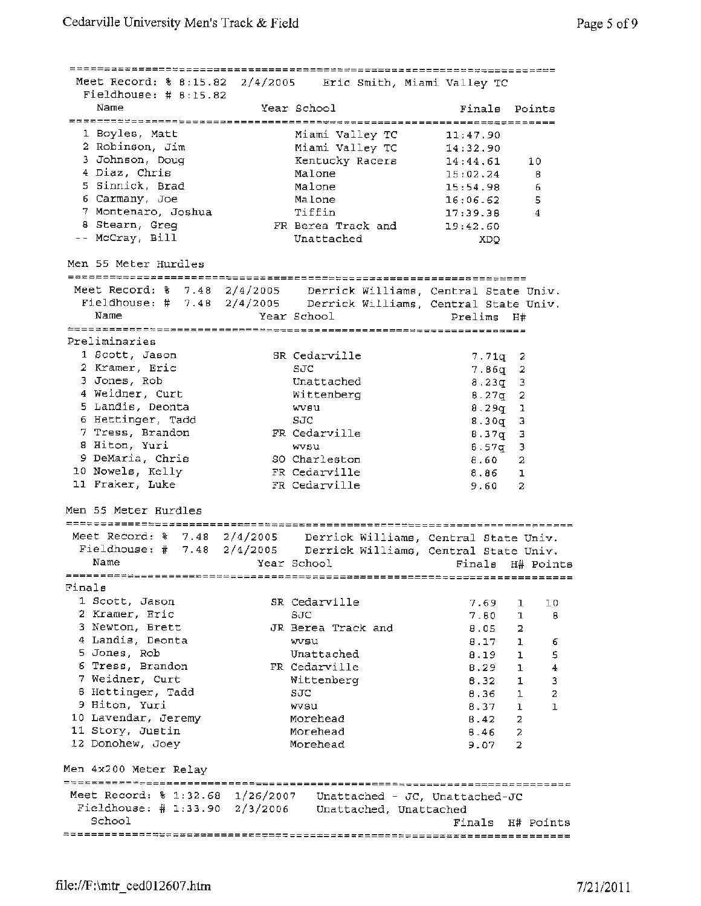Meet Record: % 8:15.82 2/4/2005 Eric Smith, Miami Valley TC
Fieldhouse: # 8:15.82

| | Name | Year | School | Finals | Points |
|---|---|---|---|---|---|
| 1 | Boyles, Matt | | Miami Valley TC | 11:47.90 | |
| 2 | Robinson, Jim | | Miami Valley TC | 14:32.90 | |
| 3 | Johnson, Doug | | Kentucky Racers | 14:44.61 | 10 |
| 4 | Diaz, Chris | | Malone | 15:02.24 | 8 |
| 5 | Sinnick, Brad | | Malone | 15:54.98 | 6 |
| 6 | Carmany, Joe | | Malone | 16:06.62 | 5 |
| 7 | Montenaro, Joshua | | Tiffin | 17:39.38 | 4 |
| 8 | Stearn, Greg | FR | Berea Track and | 19:42.60 | |
| -- | McCray, Bill | | Unattached | XDQ | |

## Men 55 Meter Hurdles

Meet Record: % 7.48 2/4/2005 Derrick Williams, Central State Univ.
Fieldhouse: # 7.48 2/4/2005 Derrick Williams, Central State Univ.

### Preliminaries

| | Name | Year | School | Prelims | H# |
|---|---|---|---|---|---|
| 1 | Scott, Jason | SR | Cedarville | 7.71q | 2 |
| 2 | Kramer, Eric | | SJC | 7.86q | 2 |
| 3 | Jones, Rob | | Unattached | 8.23q | 3 |
| 4 | Weidner, Curt | | Wittenberg | 8.27q | 2 |
| 5 | Landis, Deonta | | wvsu | 8.29q | 1 |
| 6 | Hettinger, Tadd | | SJC | 8.30q | 3 |
| 7 | Tress, Brandon | FR | Cedarville | 8.37q | 3 |
| 8 | Hiton, Yuri | | wvsu | 8.57q | 3 |
| 9 | DeMaria, Chris | SO | Charleston | 8.60 | 2 |
| 10 | Nowels, Kelly | FR | Cedarville | 8.86 | 1 |
| 11 | Fraker, Luke | FR | Cedarville | 9.60 | 2 |

## Men 55 Meter Hurdles

Meet Record: % 7.48 2/4/2005 Derrick Williams, Central State Univ.
Fieldhouse: # 7.48 2/4/2005 Derrick Williams, Central State Univ.

### Finals

| | Name | Year | School | Finals | H# | Points |
|---|---|---|---|---|---|---|
| 1 | Scott, Jason | SR | Cedarville | 7.69 | 1 | 10 |
| 2 | Kramer, Eric | | SJC | 7.80 | 1 | 8 |
| 3 | Newton, Brett | JR | Berea Track and | 8.05 | 2 | |
| 4 | Landis, Deonta | | wvsu | 8.17 | 1 | 6 |
| 5 | Jones, Rob | | Unattached | 8.19 | 1 | 5 |
| 6 | Tress, Brandon | FR | Cedarville | 8.29 | 1 | 4 |
| 7 | Weidner, Curt | | Wittenberg | 8.32 | 1 | 3 |
| 8 | Hettinger, Tadd | | SJC | 8.36 | 1 | 2 |
| 9 | Hiton, Yuri | | wvsu | 8.37 | 1 | 1 |
| 10 | Lavendar, Jeremy | | Morehead | 8.42 | 2 | |
| 11 | Story, Justin | | Morehead | 8.46 | 2 | |
| 12 | Donohew, Joey | | Morehead | 9.07 | 2 | |

## Men 4x200 Meter Relay

Meet Record: % 1:32.68 1/26/2007 Unattached - JC, Unattached-JC
Fieldhouse: # 1:33.90 2/3/2006 Unattached, Unattached

| School | Finals | H# | Points |
|---|---|---|---|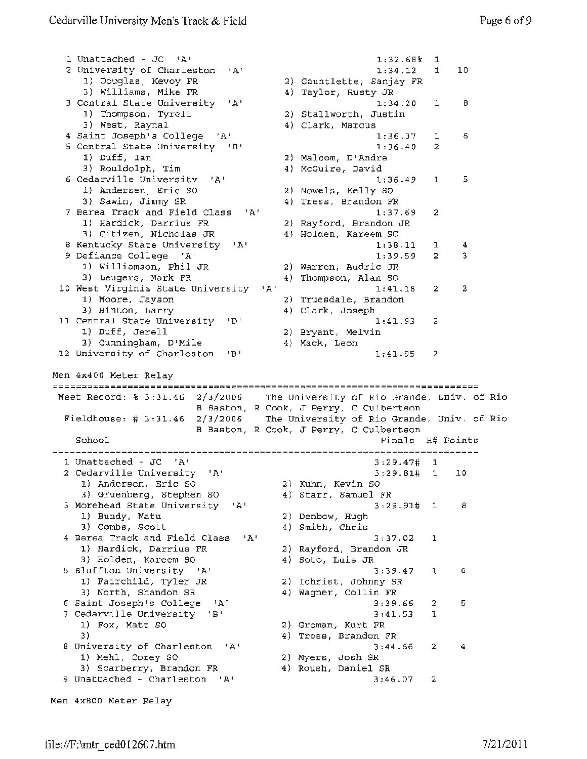```
  1 Unattached - JC  'A'                                1:32.68%  1
  2 University of Charleston  'A'                       1:34.12   1    10
     1) Douglas, Kevoy FR              2) Gauntlette, Sanjay FR
     3) Williams, Mike FR              4) Taylor, Rusty JR
  3 Central State University  'A'                       1:34.20   1     8
     1) Thompson, Tyrell               2) Stallworth, Justin
     3) West, Raynal                   4) Clark, Marcus
  4 Saint Joseph's College  'A'                         1:36.37   1     6
  5 Central State University  'B'                       1:36.40   2
     1) Duff, Ian                      2) Malcom, D'Andre
     3) Rouldolph, Tim                 4) McGuire, David
  6 Cedarville University  'A'                          1:36.49   1     5
     1) Andersen, Eric SO              2) Nowels, Kelly SO
     3) Sawin, Jimmy SR                4) Tress, Brandon FR
  7 Berea Track and Field Class  'A'                    1:37.69   2
     1) Hardick, Darrius FR            2) Rayford, Brandon JR
     3) Citizen, Nicholas JR           4) Holden, Kareem SO
  8 Kentucky State University  'A'                      1:38.11   1     4
  9 Defiance College  'A'                               1:39.59   2     3
     1) Williamson, Phil JR            2) Warren, Audric JR
     3) Leugers, Mark FR               4) Thompson, Alan SO
 10 West Virginia State University  'A'                 1:41.18   2     2
     1) Moore, Jayson                  2) Truesdale, Brandon
     3) Hinton, Larry                  4) Clark, Joseph
 11 Central State University  'D'                       1:41.93   2
     1) Duff, Jerell                   2) Bryant, Melvin
     3) Cunningham, D'Mile             4) Mack, Leon
 12 University of Charleston  'B'                       1:41.95   2
```

Men 4x400 Meter Relay

```
========================================================================
 Meet Record: % 3:31.46  2/3/2006    The University of Rio Grande, Univ. of Rio
                         B Baston, R Cook, J Perry, C Culbertson
  Fieldhouse: # 3:31.46  2/3/2006    The University of Rio Grande, Univ. of Rio
                         B Baston, R Cook, J Perry, C Culbertson
    School                                             Finals  H# Points
========================================================================
  1 Unattached - JC  'A'                               3:29.47#  1
  2 Cedarville University  'A'                         3:29.81#  1    10
     1) Andersen, Eric SO              2) Kuhn, Kevin SO
     3) Gruenberg, Stephen SO          4) Starr, Samuel FR
  3 Morehead State University  'A'                     3:29.91#  1     8
     1) Bundy, Matu                    2) Denbow, Hugh
     3) Combs, Scott                   4) Smith, Chris
  4 Berea Track and Field Class  'A'                   3:37.02   1
     1) Hardick, Darrius FR            2) Rayford, Brandon JR
     3) Holden, Kareem SO              4) Soto, Luis JR
  5 Bluffton University  'A'                           3:39.47   1     6
     1) Fairchild, Tyler JR            2) Ichrist, Johnny SR
     3) North, Shandon SR              4) Wagner, Collin FR
  6 Saint Joseph's College  'A'                        3:39.66   2     5
  7 Cedarville University  'B'                         3:41.53   1
     1) Fox, Matt SO                   2) Groman, Kurt FR
     3)                                4) Tress, Brandon FR
  8 University of Charleston  'A'                      3:44.66   2     4
     1) Mehl, Corey SO                 2) Myers, Josh SR
     3) Scarberry, Brandon FR          4) Roush, Daniel SR
  9 Unattached - Charleston  'A'                       3:46.07   2
```

Men 4x800 Meter Relay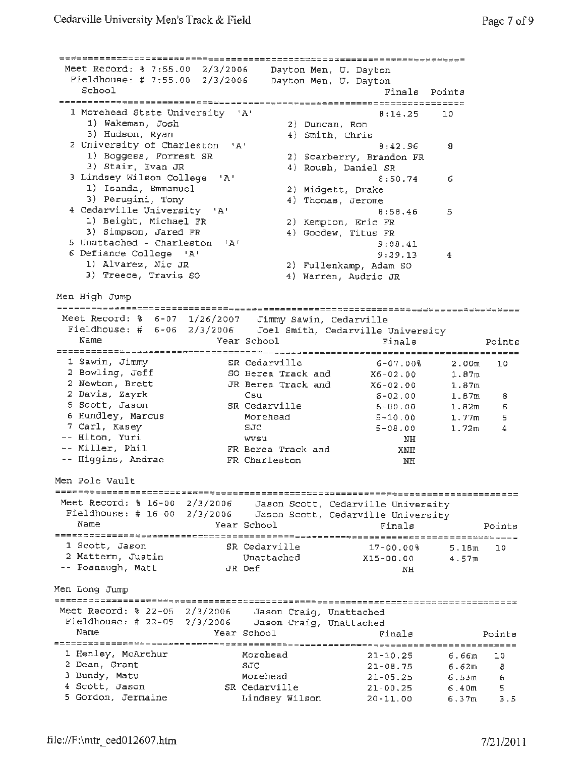Meet Record: % 7:55.00 2/3/2006 Dayton Men, U. Dayton
Fieldhouse: # 7:55.00 2/3/2006 Dayton Men, U. Dayton

| School | | Finals | Points |
|---|---|---|---|
| 1 Morehead State University 'A' | | 8:14.25 | 10 |
| 1) Wakeman, Josh | 2) Duncan, Ron | | |
| 3) Hudson, Ryan | 4) Smith, Chris | | |
| 2 University of Charleston 'A' | | 8:42.96 | 8 |
| 1) Boggess, Forrest SR | 2) Scarberry, Brandon FR | | |
| 3) Stair, Evan JR | 4) Roush, Daniel SR | | |
| 3 Lindsey Wilson College 'A' | | 8:50.74 | 6 |
| 1) Isanda, Emmanuel | 2) Midgett, Drake | | |
| 3) Perugini, Tony | 4) Thomas, Jerome | | |
| 4 Cedarville University 'A' | | 8:58.46 | 5 |
| 1) Beight, Michael FR | 2) Kempton, Eric FR | | |
| 3) Simpson, Jared FR | 4) Goodew, Titus FR | | |
| 5 Unattached - Charleston 'A' | | 9:08.41 | |
| 6 Defiance College 'A' | | 9:29.13 | 4 |
| 1) Alvarez, Nic JR | 2) Fullenkamp, Adam SO | | |
| 3) Treece, Travis SO | 4) Warren, Audric JR | | |

## Men High Jump

Meet Record: % 6-07 1/26/2007 Jimmy Sawin, Cedarville
Fieldhouse: # 6-06 2/3/2006 Joel Smith, Cedarville University

| Name | Year | School | Finals | | Points |
|---|---|---|---|---|---|
| 1 Sawin, Jimmy | SR | Cedarville | 6-07.00% | 2.00m | 10 |
| 2 Bowling, Jeff | SO | Berea Track and | X6-02.00 | 1.87m | |
| 2 Newton, Brett | JR | Berea Track and | X6-02.00 | 1.87m | |
| 2 Davis, Zayrk | | Csu | 6-02.00 | 1.87m | 8 |
| 5 Scott, Jason | SR | Cedarville | 6-00.00 | 1.82m | 6 |
| 6 Hundley, Marcus | | Morehead | 5-10.00 | 1.77m | 5 |
| 7 Carl, Kasey | | SJC | 5-08.00 | 1.72m | 4 |
| -- Hiton, Yuri | | wvsu | NH | | |
| -- Miller, Phil | FR | Berea Track and | XNH | | |
| -- Higgins, Andrae | FR | Charleston | NH | | |

## Men Pole Vault

Meet Record: % 16-00 2/3/2006 Jason Scott, Cedarville University
Fieldhouse: # 16-00 2/3/2006 Jason Scott, Cedarville University

| Name | Year | School | Finals | | Points |
|---|---|---|---|---|---|
| 1 Scott, Jason | SR | Cedarville | 17-00.00% | 5.18m | 10 |
| 2 Mattern, Justin | | Unattached | X15-00.00 | 4.57m | |
| -- Fosnaugh, Matt | JR | Def | NH | | |

## Men Long Jump

Meet Record: % 22-05 2/3/2006 Jason Craig, Unattached
Fieldhouse: # 22-05 2/3/2006 Jason Craig, Unattached

| Name | Year | School | Finals | | Points |
|---|---|---|---|---|---|
| 1 Henley, McArthur | | Morehead | 21-10.25 | 6.66m | 10 |
| 2 Dean, Grant | | SJC | 21-08.75 | 6.62m | 8 |
| 3 Bundy, Matu | | Morehead | 21-05.25 | 6.53m | 6 |
| 4 Scott, Jason | SR | Cedarville | 21-00.25 | 6.40m | 5 |
| 5 Gordon, Jermaine | | Lindsey Wilson | 20-11.00 | 6.37m | 3.5 |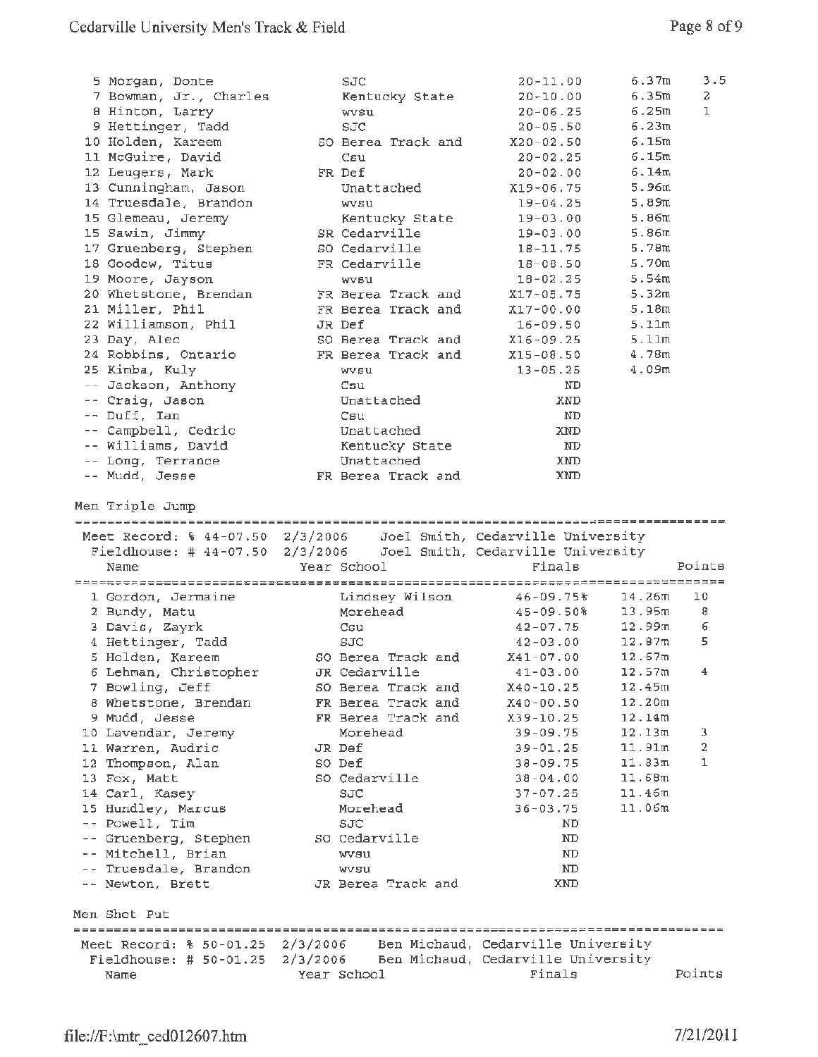| Place | Name | Year | School | Finals | Metric | Points |
|---|---|---|---|---|---|---|
| 5 | Morgan, Donte | | SJC | 20-11.00 | 6.37m | 3.5 |
| 7 | Bowman, Jr., Charles | | Kentucky State | 20-10.00 | 6.35m | 2 |
| 8 | Hinton, Larry | | wvsu | 20-06.25 | 6.25m | 1 |
| 9 | Hettinger, Tadd | | SJC | 20-05.50 | 6.23m | |
| 10 | Holden, Kareem | SO | Berea Track and | X20-02.50 | 6.15m | |
| 11 | McGuire, David | | Csu | 20-02.25 | 6.15m | |
| 12 | Leugers, Mark | FR | Def | 20-02.00 | 6.14m | |
| 13 | Cunningham, Jason | | Unattached | X19-06.75 | 5.96m | |
| 14 | Truesdale, Brandon | | wvsu | 19-04.25 | 5.89m | |
| 15 | Glemeau, Jeremy | | Kentucky State | 19-03.00 | 5.86m | |
| 15 | Sawin, Jimmy | SR | Cedarville | 19-03.00 | 5.86m | |
| 17 | Gruenberg, Stephen | SO | Cedarville | 18-11.75 | 5.78m | |
| 18 | Goodew, Titus | FR | Cedarville | 18-08.50 | 5.70m | |
| 19 | Moore, Jayson | | wvsu | 18-02.25 | 5.54m | |
| 20 | Whetstone, Brendan | FR | Berea Track and | X17-05.75 | 5.32m | |
| 21 | Miller, Phil | FR | Berea Track and | X17-00.00 | 5.18m | |
| 22 | Williamson, Phil | JR | Def | 16-09.50 | 5.11m | |
| 23 | Day, Alec | SO | Berea Track and | X16-09.25 | 5.11m | |
| 24 | Robbins, Ontario | FR | Berea Track and | X15-08.50 | 4.78m | |
| 25 | Kimba, Kuly | | wvsu | 13-05.25 | 4.09m | |
| -- | Jackson, Anthony | | Csu | ND | | |
| -- | Craig, Jason | | Unattached | XND | | |
| -- | Duff, Ian | | Csu | ND | | |
| -- | Campbell, Cedric | | Unattached | XND | | |
| -- | Williams, David | | Kentucky State | ND | | |
| -- | Long, Terrance | | Unattached | XND | | |
| -- | Mudd, Jesse | FR | Berea Track and | XND | | |

## Men Triple Jump

Meet Record: % 44-07.50 2/3/2006 Joel Smith, Cedarville University
Fieldhouse: # 44-07.50 2/3/2006 Joel Smith, Cedarville University

| Place | Name | Year | School | Finals | Metric | Points |
|---|---|---|---|---|---|---|
| 1 | Gordon, Jermaine | | Lindsey Wilson | 46-09.75% | 14.26m | 10 |
| 2 | Bundy, Matu | | Morehead | 45-09.50% | 13.95m | 8 |
| 3 | Davis, Zayrk | | Csu | 42-07.75 | 12.99m | 6 |
| 4 | Hettinger, Tadd | | SJC | 42-03.00 | 12.87m | 5 |
| 5 | Holden, Kareem | SO | Berea Track and | X41-07.00 | 12.67m | |
| 6 | Lehman, Christopher | JR | Cedarville | 41-03.00 | 12.57m | 4 |
| 7 | Bowling, Jeff | SO | Berea Track and | X40-10.25 | 12.45m | |
| 8 | Whetstone, Brendan | FR | Berea Track and | X40-00.50 | 12.20m | |
| 9 | Mudd, Jesse | FR | Berea Track and | X39-10.25 | 12.14m | |
| 10 | Lavendar, Jeremy | | Morehead | 39-09.75 | 12.13m | 3 |
| 11 | Warren, Audric | JR | Def | 39-01.25 | 11.91m | 2 |
| 12 | Thompson, Alan | SO | Def | 38-09.75 | 11.83m | 1 |
| 13 | Fox, Matt | SO | Cedarville | 38-04.00 | 11.68m | |
| 14 | Carl, Kasey | | SJC | 37-07.25 | 11.46m | |
| 15 | Hundley, Marcus | | Morehead | 36-03.75 | 11.06m | |
| -- | Powell, Tim | | SJC | ND | | |
| -- | Gruenberg, Stephen | SO | Cedarville | ND | | |
| -- | Mitchell, Brian | | wvsu | ND | | |
| -- | Truesdale, Brandon | | wvsu | ND | | |
| -- | Newton, Brett | JR | Berea Track and | XND | | |

## Men Shot Put

Meet Record: % 50-01.25 2/3/2006 Ben Michaud, Cedarville University
Fieldhouse: # 50-01.25 2/3/2006 Ben Michaud, Cedarville University

| Name | Year | School | Finals | Points |
|---|---|---|---|---|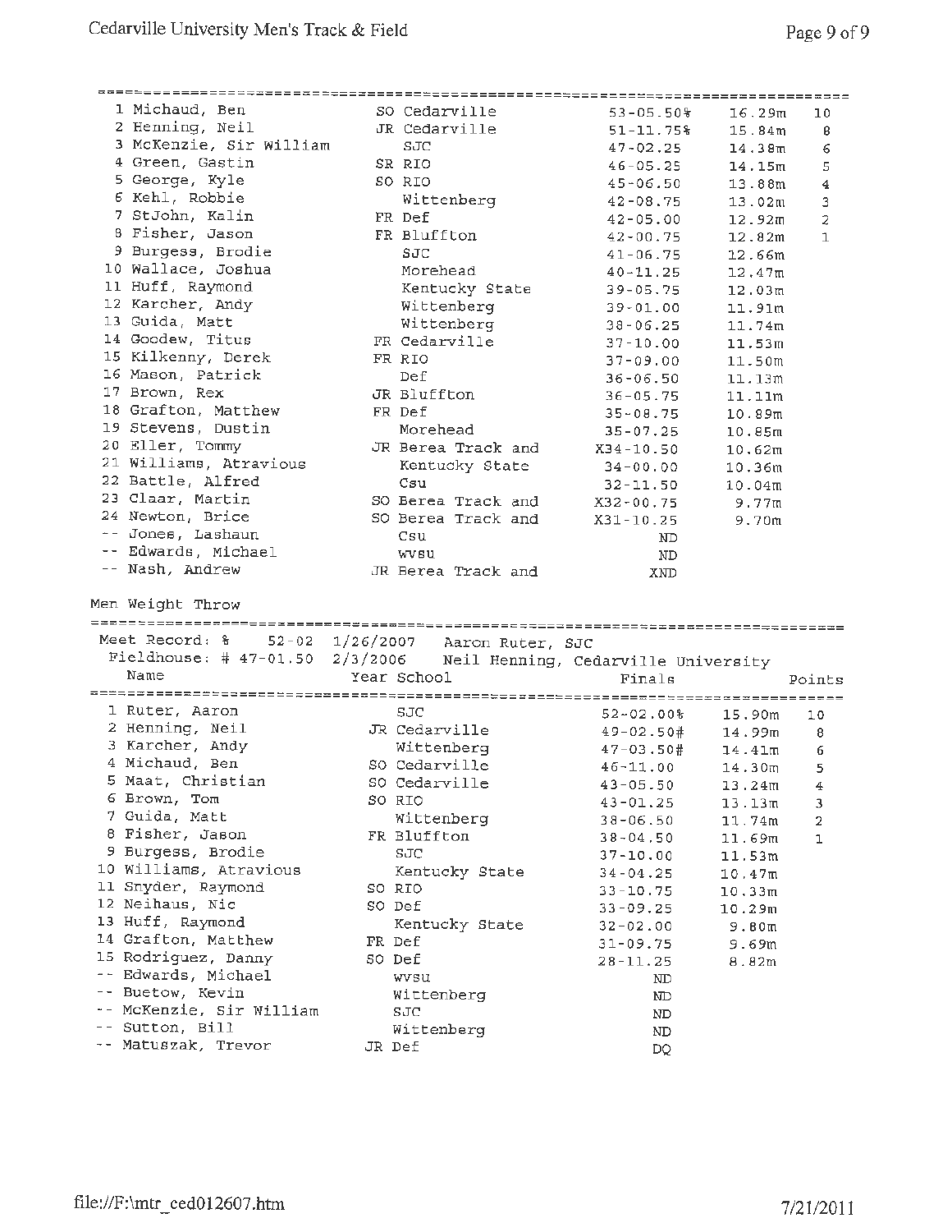| | Name | Year | School | Finals | | Points |
|---|---|---|---|---|---|---|
| 1 | Michaud, Ben | SO | Cedarville | 53-05.50% | 16.29m | 10 |
| 2 | Henning, Neil | JR | Cedarville | 51-11.75% | 15.84m | 8 |
| 3 | McKenzie, Sir William | | SJC | 47-02.25 | 14.38m | 6 |
| 4 | Green, Gastin | SR | RIO | 46-05.25 | 14.15m | 5 |
| 5 | George, Kyle | SO | RIO | 45-06.50 | 13.88m | 4 |
| 6 | Kehl, Robbie | | Wittenberg | 42-08.75 | 13.02m | 3 |
| 7 | StJohn, Kalin | FR | Def | 42-05.00 | 12.92m | 2 |
| 8 | Fisher, Jason | FR | Bluffton | 42-00.75 | 12.82m | 1 |
| 9 | Burgess, Brodie | | SJC | 41-06.75 | 12.66m | |
| 10 | Wallace, Joshua | | Morehead | 40-11.25 | 12.47m | |
| 11 | Huff, Raymond | | Kentucky State | 39-05.75 | 12.03m | |
| 12 | Karcher, Andy | | Wittenberg | 39-01.00 | 11.91m | |
| 13 | Guida, Matt | | Wittenberg | 38-06.25 | 11.74m | |
| 14 | Goodew, Titus | FR | Cedarville | 37-10.00 | 11.53m | |
| 15 | Kilkenny, Derek | FR | RIO | 37-09.00 | 11.50m | |
| 16 | Mason, Patrick | | Def | 36-06.50 | 11.13m | |
| 17 | Brown, Rex | JR | Bluffton | 36-05.75 | 11.11m | |
| 18 | Grafton, Matthew | FR | Def | 35-08.75 | 10.89m | |
| 19 | Stevens, Dustin | | Morehead | 35-07.25 | 10.85m | |
| 20 | Eller, Tommy | JR | Berea Track and | X34-10.50 | 10.62m | |
| 21 | Williams, Atravious | | Kentucky State | 34-00.00 | 10.36m | |
| 22 | Battle, Alfred | | Csu | 32-11.50 | 10.04m | |
| 23 | Claar, Martin | SO | Berea Track and | X32-00.75 | 9.77m | |
| 24 | Newton, Brice | SO | Berea Track and | X31-10.25 | 9.70m | |
| -- | Jones, Lashaun | | Csu | ND | | |
| -- | Edwards, Michael | | wvsu | ND | | |
| -- | Nash, Andrew | JR | Berea Track and | XND | | |

## Men Weight Throw

Meet Record: % 52-02 1/26/2007 Aaron Ruter, SJC

Fieldhouse: # 47-01.50 2/3/2006 Neil Henning, Cedarville University

| | Name | Year | School | Finals | | Points |
|---|---|---|---|---|---|---|
| 1 | Ruter, Aaron | | SJC | 52-02.00% | 15.90m | 10 |
| 2 | Henning, Neil | JR | Cedarville | 49-02.50# | 14.99m | 8 |
| 3 | Karcher, Andy | | Wittenberg | 47-03.50# | 14.41m | 6 |
| 4 | Michaud, Ben | SO | Cedarville | 46-11.00 | 14.30m | 5 |
| 5 | Maat, Christian | SO | Cedarville | 43-05.50 | 13.24m | 4 |
| 6 | Brown, Tom | SO | RIO | 43-01.25 | 13.13m | 3 |
| 7 | Guida, Matt | | Wittenberg | 38-06.50 | 11.74m | 2 |
| 8 | Fisher, Jason | FR | Bluffton | 38-04.50 | 11.69m | 1 |
| 9 | Burgess, Brodie | | SJC | 37-10.00 | 11.53m | |
| 10 | Williams, Atravious | | Kentucky State | 34-04.25 | 10.47m | |
| 11 | Snyder, Raymond | SO | RIO | 33-10.75 | 10.33m | |
| 12 | Neihaus, Nic | SO | Def | 33-09.25 | 10.29m | |
| 13 | Huff, Raymond | | Kentucky State | 32-02.00 | 9.80m | |
| 14 | Grafton, Matthew | FR | Def | 31-09.75 | 9.69m | |
| 15 | Rodriguez, Danny | SO | Def | 28-11.25 | 8.82m | |
| -- | Edwards, Michael | | wvsu | ND | | |
| -- | Buetow, Kevin | | Wittenberg | ND | | |
| -- | McKenzie, Sir William | | SJC | ND | | |
| -- | Sutton, Bill | | Wittenberg | ND | | |
| -- | Matuszak, Trevor | JR | Def | DQ | | |